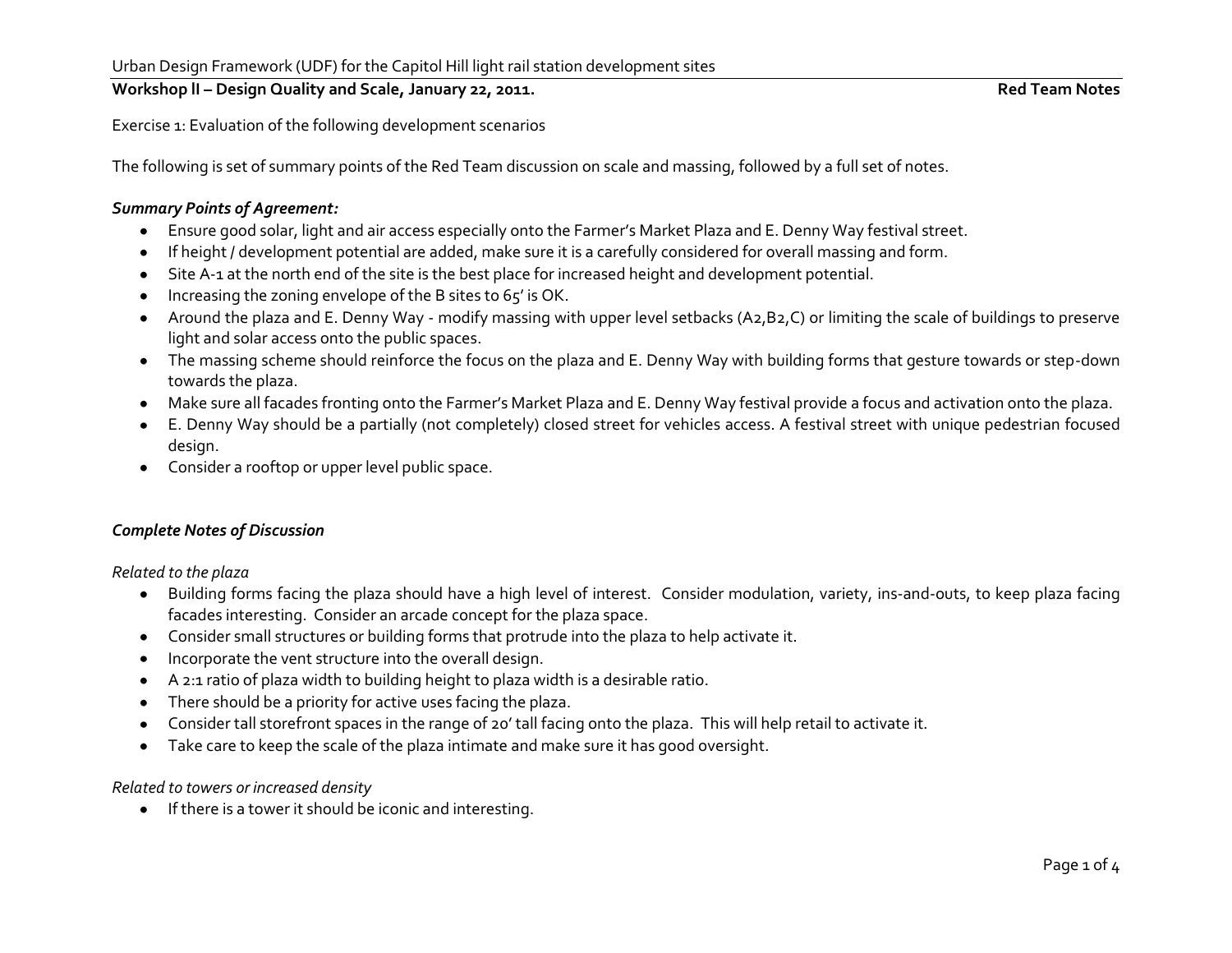Urban Design Framework (UDF) for the Capitol Hill light rail station development sites

**Workshop II – Design Quality and Scale, January 22, 2011.** **Red Team Notes**

Exercise 1: Evaluation of the following development scenarios

The following is set of summary points of the Red Team discussion on scale and massing, followed by a full set of notes.

***Summary Points of Agreement:***

- Ensure good solar, light and air access especially onto the Farmer's Market Plaza and E. Denny Way festival street.
- If height / development potential are added, make sure it is a carefully considered for overall massing and form.
- Site A-1 at the north end of the site is the best place for increased height and development potential.
- Increasing the zoning envelope of the B sites to 65' is OK.
- Around the plaza and E. Denny Way - modify massing with upper level setbacks (A2,B2,C) or limiting the scale of buildings to preserve light and solar access onto the public spaces.
- The massing scheme should reinforce the focus on the plaza and E. Denny Way with building forms that gesture towards or step-down towards the plaza.
- Make sure all facades fronting onto the Farmer's Market Plaza and E. Denny Way festival provide a focus and activation onto the plaza.
- E. Denny Way should be a partially (not completely) closed street for vehicles access. A festival street with unique pedestrian focused design.
- Consider a rooftop or upper level public space.

***Complete Notes of Discussion***

*Related to the plaza*

- Building forms facing the plaza should have a high level of interest. Consider modulation, variety, ins-and-outs, to keep plaza facing facades interesting. Consider an arcade concept for the plaza space.
- Consider small structures or building forms that protrude into the plaza to help activate it.
- Incorporate the vent structure into the overall design.
- A 2:1 ratio of plaza width to building height to plaza width is a desirable ratio.
- There should be a priority for active uses facing the plaza.
- Consider tall storefront spaces in the range of 20' tall facing onto the plaza. This will help retail to activate it.
- Take care to keep the scale of the plaza intimate and make sure it has good oversight.

*Related to towers or increased density*

- If there is a tower it should be iconic and interesting.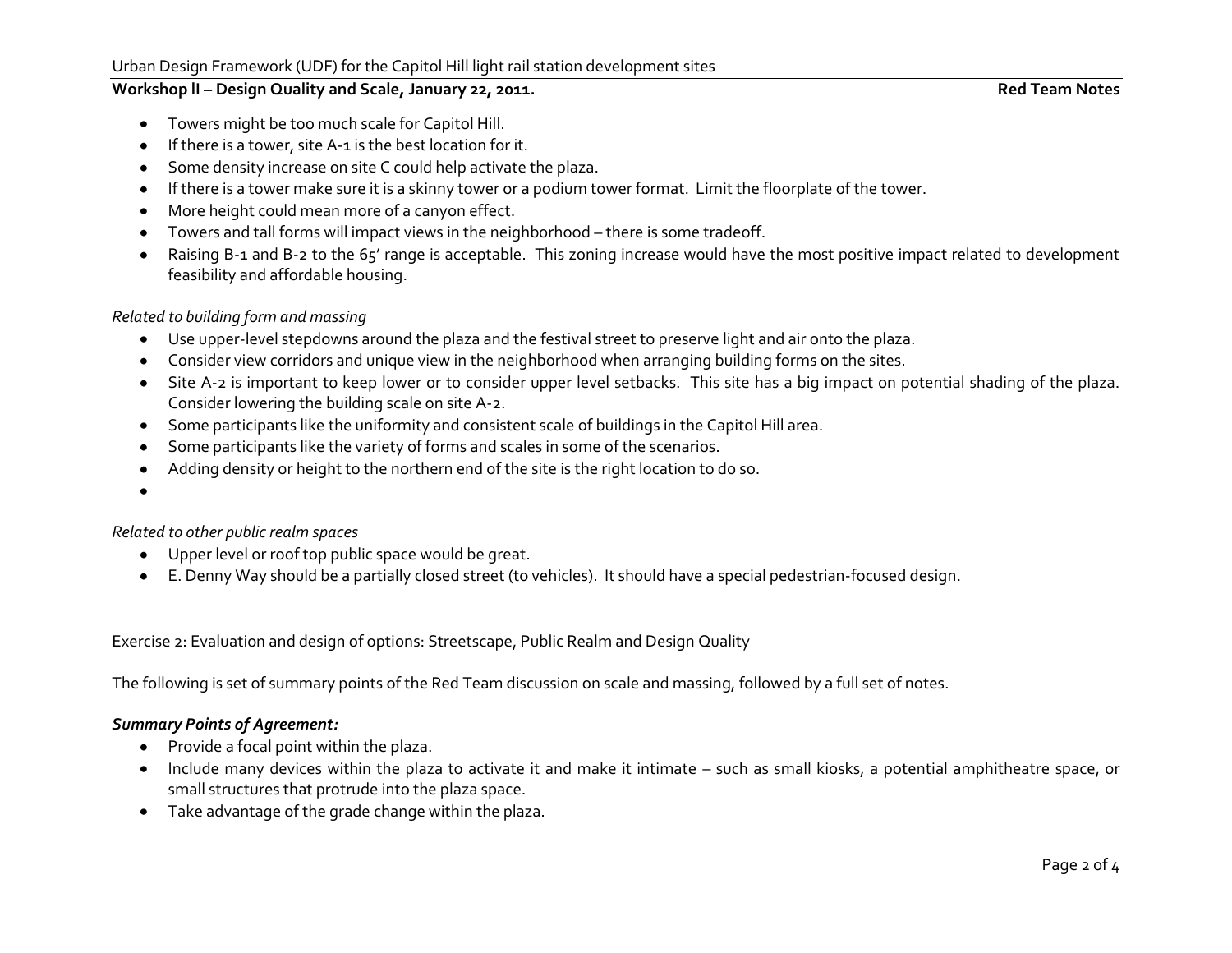- Towers might be too much scale for Capitol Hill.
- If there is a tower, site A-1 is the best location for it.
- Some density increase on site C could help activate the plaza.
- If there is a tower make sure it is a skinny tower or a podium tower format. Limit the floorplate of the tower.
- More height could mean more of a canyon effect.
- Towers and tall forms will impact views in the neighborhood – there is some tradeoff.
- Raising B-1 and B-2 to the 65' range is acceptable. This zoning increase would have the most positive impact related to development feasibility and affordable housing.

*Related to building form and massing*

- Use upper-level stepdowns around the plaza and the festival street to preserve light and air onto the plaza.
- Consider view corridors and unique view in the neighborhood when arranging building forms on the sites.
- Site A-2 is important to keep lower or to consider upper level setbacks. This site has a big impact on potential shading of the plaza. Consider lowering the building scale on site A-2.
- Some participants like the uniformity and consistent scale of buildings in the Capitol Hill area.
- Some participants like the variety of forms and scales in some of the scenarios.
- Adding density or height to the northern end of the site is the right location to do so.
-

*Related to other public realm spaces*

- Upper level or roof top public space would be great.
- E. Denny Way should be a partially closed street (to vehicles). It should have a special pedestrian-focused design.

Exercise 2: Evaluation and design of options: Streetscape, Public Realm and Design Quality

The following is set of summary points of the Red Team discussion on scale and massing, followed by a full set of notes.

***Summary Points of Agreement:***

- Provide a focal point within the plaza.
- Include many devices within the plaza to activate it and make it intimate – such as small kiosks, a potential amphitheatre space, or small structures that protrude into the plaza space.
- Take advantage of the grade change within the plaza.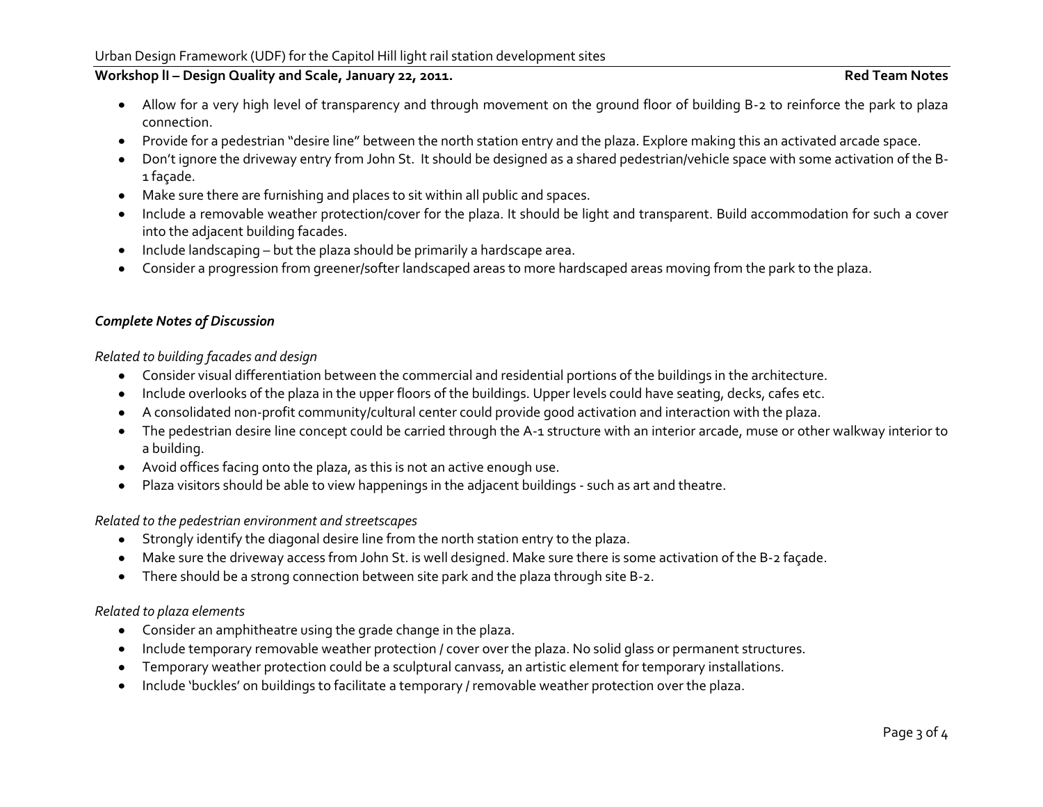- Allow for a very high level of transparency and through movement on the ground floor of building B-2 to reinforce the park to plaza connection.
- Provide for a pedestrian "desire line" between the north station entry and the plaza. Explore making this an activated arcade space.
- Don't ignore the driveway entry from John St. It should be designed as a shared pedestrian/vehicle space with some activation of the B-1 façade.
- Make sure there are furnishing and places to sit within all public and spaces.
- Include a removable weather protection/cover for the plaza. It should be light and transparent. Build accommodation for such a cover into the adjacent building facades.
- Include landscaping – but the plaza should be primarily a hardscape area.
- Consider a progression from greener/softer landscaped areas to more hardscaped areas moving from the park to the plaza.

***Complete Notes of Discussion***

*Related to building facades and design*

- Consider visual differentiation between the commercial and residential portions of the buildings in the architecture.
- Include overlooks of the plaza in the upper floors of the buildings. Upper levels could have seating, decks, cafes etc.
- A consolidated non-profit community/cultural center could provide good activation and interaction with the plaza.
- The pedestrian desire line concept could be carried through the A-1 structure with an interior arcade, muse or other walkway interior to a building.
- Avoid offices facing onto the plaza, as this is not an active enough use.
- Plaza visitors should be able to view happenings in the adjacent buildings - such as art and theatre.

*Related to the pedestrian environment and streetscapes*

- Strongly identify the diagonal desire line from the north station entry to the plaza.
- Make sure the driveway access from John St. is well designed. Make sure there is some activation of the B-2 façade.
- There should be a strong connection between site park and the plaza through site B-2.

*Related to plaza elements*

- Consider an amphitheatre using the grade change in the plaza.
- Include temporary removable weather protection / cover over the plaza. No solid glass or permanent structures.
- Temporary weather protection could be a sculptural canvass, an artistic element for temporary installations.
- Include 'buckles' on buildings to facilitate a temporary / removable weather protection over the plaza.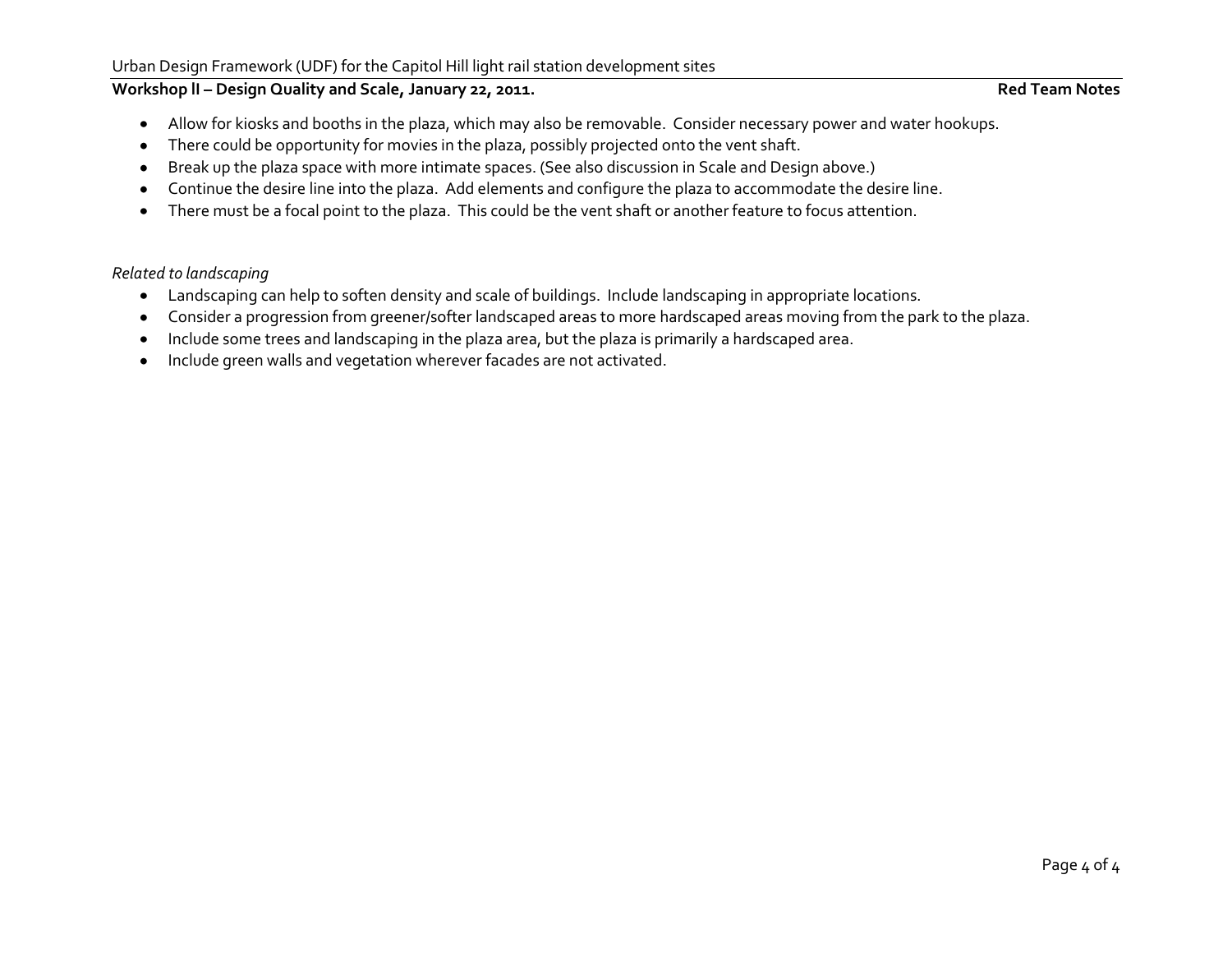- Allow for kiosks and booths in the plaza, which may also be removable. Consider necessary power and water hookups.
- There could be opportunity for movies in the plaza, possibly projected onto the vent shaft.
- Break up the plaza space with more intimate spaces. (See also discussion in Scale and Design above.)
- Continue the desire line into the plaza. Add elements and configure the plaza to accommodate the desire line.
- There must be a focal point to the plaza. This could be the vent shaft or another feature to focus attention.

*Related to landscaping*

- Landscaping can help to soften density and scale of buildings. Include landscaping in appropriate locations.
- Consider a progression from greener/softer landscaped areas to more hardscaped areas moving from the park to the plaza.
- Include some trees and landscaping in the plaza area, but the plaza is primarily a hardscaped area.
- Include green walls and vegetation wherever facades are not activated.